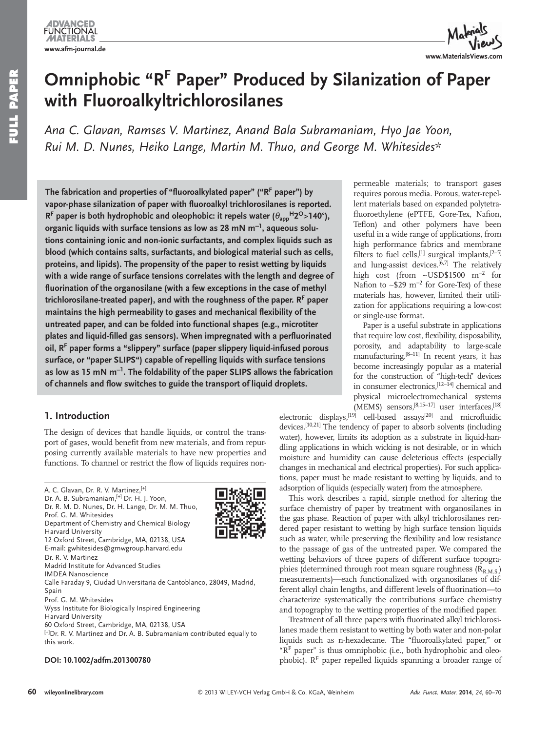# Omniphobic "$R^F$ Paper" Produced by Silanization of Paper with Fluoroalkyltrichlorosilanes

*Ana C. Glavan, Ramses V. Martinez, Anand Bala Subramaniam, Hyo Jae Yoon, Rui M. D. Nunes, Heiko Lange, Martin M. Thuo, and George M. Whitesides\**

**The fabrication and properties of "fluoroalkylated paper" ("$R^F$ paper") by vapor-phase silanization of paper with fluoroalkyl trichlorosilanes is reported. $R^F$ paper is both hydrophobic and oleophobic: it repels water ($\theta_{app}^{H_2O}$>140°), organic liquids with surface tensions as low as 28 mN m$^{-1}$, aqueous solutions containing ionic and non-ionic surfactants, and complex liquids such as blood (which contains salts, surfactants, and biological material such as cells, proteins, and lipids). The propensity of the paper to resist wetting by liquids with a wide range of surface tensions correlates with the length and degree of fluorination of the organosilane (with a few exceptions in the case of methyl trichlorosilane-treated paper), and with the roughness of the paper. $R^F$ paper maintains the high permeability to gases and mechanical flexibility of the untreated paper, and can be folded into functional shapes (e.g., microtiter plates and liquid-filled gas sensors). When impregnated with a perfluorinated oil, $R^F$ paper forms a "slippery" surface (paper slippery liquid-infused porous surface, or "paper SLIPS") capable of repelling liquids with surface tensions as low as 15 mN m$^{-1}$. The foldability of the paper SLIPS allows the fabrication of channels and flow switches to guide the transport of liquid droplets.**

## 1. Introduction

The design of devices that handle liquids, or control the transport of gases, would benefit from new materials, and from repurposing currently available materials to have new properties and functions. To channel or restrict the flow of liquids requires non-permeable materials; to transport gases requires porous media. Porous, water-repellent materials based on expanded polytetrafluoroethylene (ePTFE, Gore-Tex, Nafion, Teflon) and other polymers have been useful in a wide range of applications, from high performance fabrics and membrane filters to fuel cells,[1] surgical implants,[2–5] and lung-assist devices.[6,7] The relatively high cost (from ~USD$1500 m$^{-2}$ for Nafion to ~$29 m$^{-2}$ for Gore-Tex) of these materials has, however, limited their utilization for applications requiring a low-cost or single-use format.

Paper is a useful substrate in applications that require low cost, flexibility, disposability, porosity, and adaptability to large-scale manufacturing.[8–11] In recent years, it has become increasingly popular as a material for the construction of "high-tech" devices in consumer electronics,[12–14] chemical and physical microelectromechanical systems (MEMS) sensors,[8,15–17] user interfaces,[18] electronic displays,[19] cell-based assays[20] and microfluidic devices.[10,21] The tendency of paper to absorb solvents (including water), however, limits its adoption as a substrate in liquid-handling applications in which wicking is not desirable, or in which moisture and humidity can cause deleterious effects (especially changes in mechanical and electrical properties). For such applications, paper must be made resistant to wetting by liquids, and to adsorption of liquids (especially water) from the atmosphere.

This work describes a rapid, simple method for altering the surface chemistry of paper by treatment with organosilanes in the gas phase. Reaction of paper with alkyl trichlorosilanes rendered paper resistant to wetting by high surface tension liquids such as water, while preserving the flexibility and low resistance to the passage of gas of the untreated paper. We compared the wetting behaviors of three papers of different surface topographies (determined through root mean square roughness ($R_{R.M.S.}$) measurements)—each functionalized with organosilanes of different alkyl chain lengths, and different levels of fluorination—to characterize systematically the contributions surface chemistry and topography to the wetting properties of the modified paper.

Treatment of all three papers with fluorinated alkyl trichlorosilanes made them resistant to wetting by both water and non-polar liquids such as n-hexadecane. The "fluoroalkylated paper," or "$R^F$ paper" is thus omniphobic (i.e., both hydrophobic and oleophobic). $R^F$ paper repelled liquids spanning a broader range of

A. C. Glavan, Dr. R. V. Martinez,[+]
Dr. A. B. Subramaniam,[+] Dr. H. J. Yoon,
Dr. R. M. D. Nunes, Dr. H. Lange, Dr. M. M. Thuo,
Prof. G. M. Whitesides
Department of Chemistry and Chemical Biology
Harvard University
12 Oxford Street, Cambridge, MA, 02138, USA
E-mail: gwhitesides@gmwgroup.harvard.edu
Dr. R. V. Martinez
Madrid Institute for Advanced Studies
IMDEA Nanoscience
Calle Faraday 9, Ciudad Universitaria de Cantoblanco, 28049, Madrid, Spain
Prof. G. M. Whitesides
Wyss Institute for Biologically Inspired Engineering
Harvard University
60 Oxford Street, Cambridge, MA, 02138, USA
[+]Dr. R. V. Martinez and Dr. A. B. Subramaniam contributed equally to this work.

**DOI: 10.1002/adfm.201300780**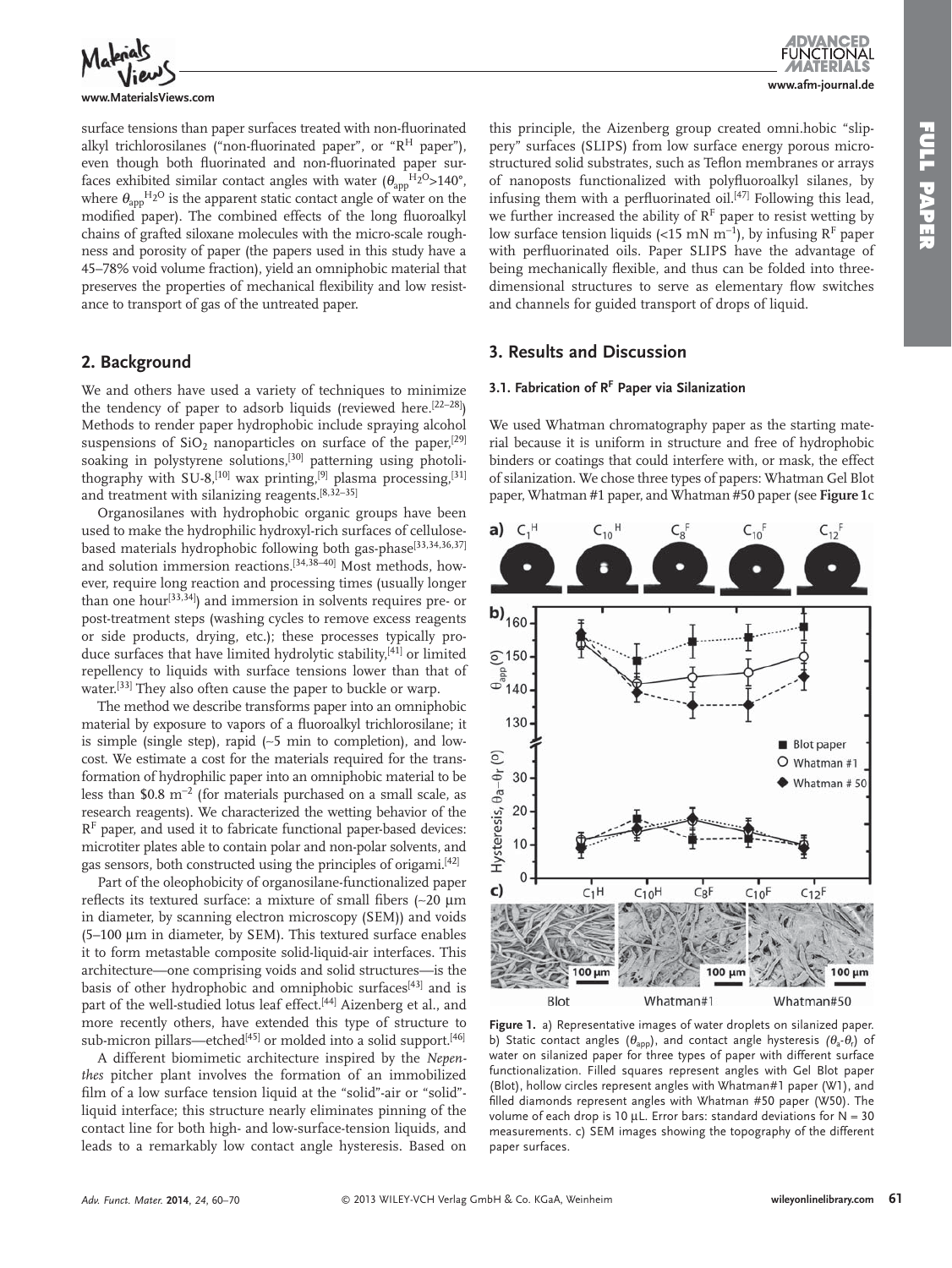surface tensions than paper surfaces treated with non-fluorinated alkyl trichlorosilanes ("non-fluorinated paper", or "$R^H$ paper"), even though both fluorinated and non-fluorinated paper surfaces exhibited similar contact angles with water ($\theta_{app}^{H_2O}$>140°, where $\theta_{app}^{H_2O}$ is the apparent static contact angle of water on the modified paper). The combined effects of the long fluoroalkyl chains of grafted siloxane molecules with the micro-scale roughness and porosity of paper (the papers used in this study have a 45–78% void volume fraction), yield an omniphobic material that preserves the properties of mechanical flexibility and low resistance to transport of gas of the untreated paper.

## 2. Background

We and others have used a variety of techniques to minimize the tendency of paper to adsorb liquids (reviewed here.[22–28]) Methods to render paper hydrophobic include spraying alcohol suspensions of $SiO_2$ nanoparticles on surface of the paper,[29] soaking in polystyrene solutions,[30] patterning using photolithography with SU-8,[10] wax printing,[9] plasma processing,[31] and treatment with silanizing reagents.[8,32–35]

Organosilanes with hydrophobic organic groups have been used to make the hydrophilic hydroxyl-rich surfaces of cellulose-based materials hydrophobic following both gas-phase[33,34,36,37] and solution immersion reactions.[34,38–40] Most methods, however, require long reaction and processing times (usually longer than one hour[33,34]) and immersion in solvents requires pre- or post-treatment steps (washing cycles to remove excess reagents or side products, drying, etc.); these processes typically produce surfaces that have limited hydrolytic stability,[41] or limited repellency to liquids with surface tensions lower than that of water.[33] They also often cause the paper to buckle or warp.

The method we describe transforms paper into an omniphobic material by exposure to vapors of a fluoroalkyl trichlorosilane; it is simple (single step), rapid (~5 min to completion), and low-cost. We estimate a cost for the materials required for the transformation of hydrophilic paper into an omniphobic material to be less than \$0.8 $m^{-2}$ (for materials purchased on a small scale, as research reagents). We characterized the wetting behavior of the $R^F$ paper, and used it to fabricate functional paper-based devices: microtiter plates able to contain polar and non-polar solvents, and gas sensors, both constructed using the principles of origami.[42]

Part of the oleophobicity of organosilane-functionalized paper reflects its textured surface: a mixture of small fibers (~20 µm in diameter, by scanning electron microscopy (SEM)) and voids (5–100 µm in diameter, by SEM). This textured surface enables it to form metastable composite solid-liquid-air interfaces. This architecture—one comprising voids and solid structures—is the basis of other hydrophobic and omniphobic surfaces[43] and is part of the well-studied lotus leaf effect.[44] Aizenberg et al., and more recently others, have extended this type of structure to sub-micron pillars—etched[45] or molded into a solid support.[46]

A different biomimetic architecture inspired by the *Nepenthes* pitcher plant involves the formation of an immobilized film of a low surface tension liquid at the "solid"-air or "solid"-liquid interface; this structure nearly eliminates pinning of the contact line for both high- and low-surface-tension liquids, and leads to a remarkably low contact angle hysteresis. Based on this principle, the Aizenberg group created omni.hobic "slippery" surfaces (SLIPS) from low surface energy porous microstructured solid substrates, such as Teflon membranes or arrays of nanoposts functionalized with polyfluoroalkyl silanes, by infusing them with a perfluorinated oil.[47] Following this lead, we further increased the ability of $R^F$ paper to resist wetting by low surface tension liquids (<15 mN $m^{-1}$), by infusing $R^F$ paper with perfluorinated oils. Paper SLIPS have the advantage of being mechanically flexible, and thus can be folded into three-dimensional structures to serve as elementary flow switches and channels for guided transport of drops of liquid.

## 3. Results and Discussion

### 3.1. Fabrication of $R^F$ Paper via Silanization

We used Whatman chromatography paper as the starting material because it is uniform in structure and free of hydrophobic binders or coatings that could interfere with, or mask, the effect of silanization. We chose three types of papers: Whatman Gel Blot paper, Whatman #1 paper, and Whatman #50 paper (see **Figure 1**c

**Figure 1.** a) Representative images of water droplets on silanized paper. b) Static contact angles ($\theta_{app}$), and contact angle hysteresis ($\theta_a$-$\theta_r$) of water on silanized paper for three types of paper with different surface functionalization. Filled squares represent angles with Gel Blot paper (Blot), hollow circles represent angles with Whatman#1 paper (W1), and filled diamonds represent angles with Whatman #50 paper (W50). The volume of each drop is 10 µL. Error bars: standard deviations for N = 30 measurements. c) SEM images showing the topography of the different paper surfaces.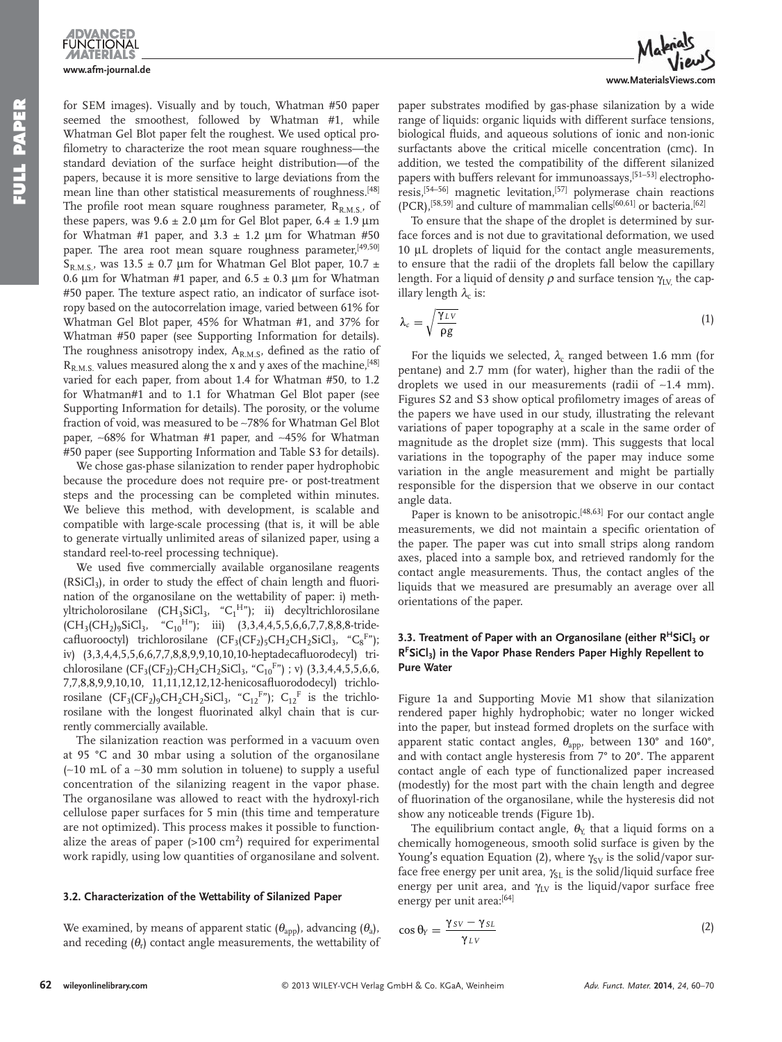for SEM images). Visually and by touch, Whatman #50 paper seemed the smoothest, followed by Whatman #1, while Whatman Gel Blot paper felt the roughest. We used optical profilometry to characterize the root mean square roughness—the standard deviation of the surface height distribution—of the papers, because it is more sensitive to large deviations from the mean line than other statistical measurements of roughness.[48] The profile root mean square roughness parameter, $R_{R.M.S.}$, of these papers, was 9.6 ± 2.0 µm for Gel Blot paper, 6.4 ± 1.9 µm for Whatman #1 paper, and 3.3 ± 1.2 µm for Whatman #50 paper. The area root mean square roughness parameter,[49,50] $S_{R.M.S.}$, was 13.5 ± 0.7 µm for Whatman Gel Blot paper, 10.7 ± 0.6 µm for Whatman #1 paper, and 6.5 ± 0.3 µm for Whatman #50 paper. The texture aspect ratio, an indicator of surface isotropy based on the autocorrelation image, varied between 61% for Whatman Gel Blot paper, 45% for Whatman #1, and 37% for Whatman #50 paper (see Supporting Information for details). The roughness anisotropy index, $A_{R.M.S}$, defined as the ratio of $R_{R.M.S.}$ values measured along the x and y axes of the machine,[48] varied for each paper, from about 1.4 for Whatman #50, to 1.2 for Whatman#1 and to 1.1 for Whatman Gel Blot paper (see Supporting Information for details). The porosity, or the volume fraction of void, was measured to be ~78% for Whatman Gel Blot paper, ~68% for Whatman #1 paper, and ~45% for Whatman #50 paper (see Supporting Information and Table S3 for details).

We chose gas-phase silanization to render paper hydrophobic because the procedure does not require pre- or post-treatment steps and the processing can be completed within minutes. We believe this method, with development, is scalable and compatible with large-scale processing (that is, it will be able to generate virtually unlimited areas of silanized paper, using a standard reel-to-reel processing technique).

We used five commercially available organosilane reagents ($RSiCl_3$), in order to study the effect of chain length and fluorination of the organosilane on the wettability of paper: i) methyltricholorosilane ($CH_3SiCl_3$, "$C_1^H$"); ii) decyltrichlorosilane ($CH_3(CH_2)_9SiCl_3$, "$C_{10}^H$"); iii) (3,3,4,4,5,5,6,6,7,7,8,8,8-tridecafluorooctyl) trichlorosilane ($CF_3(CF_2)_5CH_2CH_2SiCl_3$, "$C_8^F$"); iv) (3,3,4,4,5,5,6,6,7,7,8,8,9,9,10,10,10-heptadecafluorodecyl) trichlorosilane ($CF_3(CF_2)_7CH_2CH_2SiCl_3$, "$C_{10}^F$") ; v) (3,3,4,4,5,5,6,6,7,7,8,8,9,9,10,10, 11,11,12,12,12-henicosafluorododecyl) trichlorosilane ($CF_3(CF_2)_9CH_2CH_2SiCl_3$, "$C_{12}^F$"); $C_{12}^F$ is the trichlorosilane with the longest fluorinated alkyl chain that is currently commercially available.

The silanization reaction was performed in a vacuum oven at 95 °C and 30 mbar using a solution of the organosilane (~10 mL of a ~30 mm solution in toluene) to supply a useful concentration of the silanizing reagent in the vapor phase. The organosilane was allowed to react with the hydroxyl-rich cellulose paper surfaces for 5 min (this time and temperature are not optimized). This process makes it possible to functionalize the areas of paper (>100 cm²) required for experimental work rapidly, using low quantities of organosilane and solvent.

### 3.2. Characterization of the Wettability of Silanized Paper

We examined, by means of apparent static ($\theta_{app}$), advancing ($\theta_a$), and receding ($\theta_r$) contact angle measurements, the wettability of paper substrates modified by gas-phase silanization by a wide range of liquids: organic liquids with different surface tensions, biological fluids, and aqueous solutions of ionic and non-ionic surfactants above the critical micelle concentration (cmc). In addition, we tested the compatibility of the different silanized papers with buffers relevant for immunoassays,[51–53] electrophoresis,[54–56] magnetic levitation,[57] polymerase chain reactions (PCR),[58,59] and culture of mammalian cells[60,61] or bacteria.[62]

To ensure that the shape of the droplet is determined by surface forces and is not due to gravitational deformation, we used 10 µL droplets of liquid for the contact angle measurements, to ensure that the radii of the droplets fall below the capillary length. For a liquid of density $\rho$ and surface tension $\gamma_{LV}$, the capillary length $\lambda_c$ is:

$$\lambda_c = \sqrt{\frac{\gamma_{LV}}{\rho g}} \tag{1}$$

For the liquids we selected, $\lambda_c$ ranged between 1.6 mm (for pentane) and 2.7 mm (for water), higher than the radii of the droplets we used in our measurements (radii of ~1.4 mm). Figures S2 and S3 show optical profilometry images of areas of the papers we have used in our study, illustrating the relevant variations of paper topography at a scale in the same order of magnitude as the droplet size (mm). This suggests that local variations in the topography of the paper may induce some variation in the angle measurement and might be partially responsible for the dispersion that we observe in our contact angle data.

Paper is known to be anisotropic.[48,63] For our contact angle measurements, we did not maintain a specific orientation of the paper. The paper was cut into small strips along random axes, placed into a sample box, and retrieved randomly for the contact angle measurements. Thus, the contact angles of the liquids that we measured are presumably an average over all orientations of the paper.

### 3.3. Treatment of Paper with an Organosilane (either $R^HSiCl_3$ or $R^FSiCl_3$) in the Vapor Phase Renders Paper Highly Repellent to Pure Water

Figure 1a and Supporting Movie M1 show that silanization rendered paper highly hydrophobic; water no longer wicked into the paper, but instead formed droplets on the surface with apparent static contact angles, $\theta_{app}$, between 130° and 160°, and with contact angle hysteresis from 7° to 20°. The apparent contact angle of each type of functionalized paper increased (modestly) for the most part with the chain length and degree of fluorination of the organosilane, while the hysteresis did not show any noticeable trends (Figure 1b).

The equilibrium contact angle, $\theta_Y$, that a liquid forms on a chemically homogeneous, smooth solid surface is given by the Young's equation Equation (2), where $\gamma_{SV}$ is the solid/vapor surface free energy per unit area, $\gamma_{SL}$ is the solid/liquid surface free energy per unit area, and $\gamma_{LV}$ is the liquid/vapor surface free energy per unit area:[64]

$$\cos\theta_Y = \frac{\gamma_{SV} - \gamma_{SL}}{\gamma_{LV}} \tag{2}$$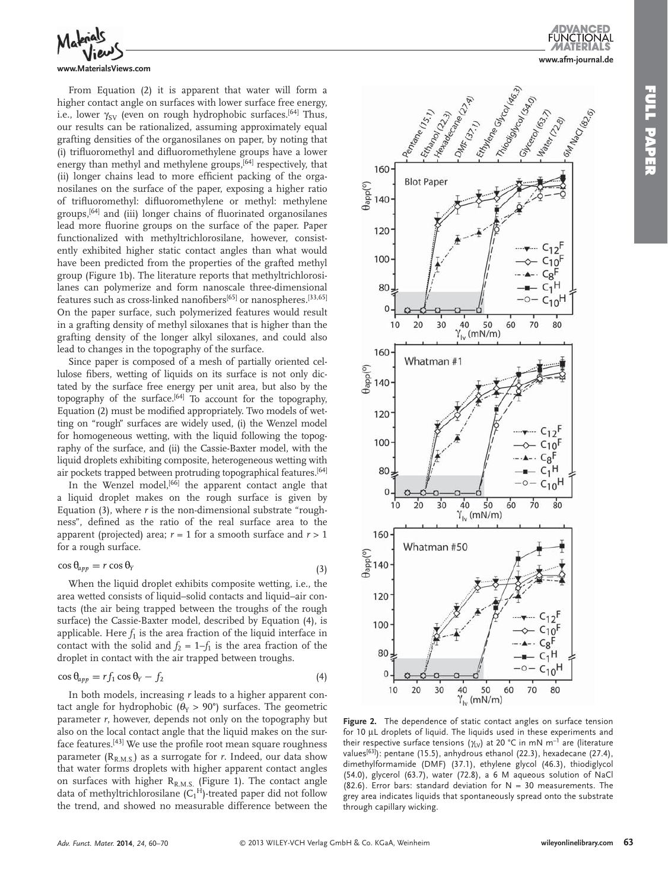From Equation (2) it is apparent that water will form a higher contact angle on surfaces with lower surface free energy, i.e., lower $\gamma_{SV}$ (even on rough hydrophobic surfaces.[64] Thus, our results can be rationalized, assuming approximately equal grafting densities of the organosilanes on paper, by noting that (i) trifluoromethyl and difluoromethylene groups have a lower energy than methyl and methylene groups,[64] respectively, that (ii) longer chains lead to more efficient packing of the organosilanes on the surface of the paper, exposing a higher ratio of trifluoromethyl: difluoromethylene or methyl: methylene groups,[64] and (iii) longer chains of fluorinated organosilanes lead more fluorine groups on the surface of the paper. Paper functionalized with methyltrichlorosilane, however, consistently exhibited higher static contact angles than what would have been predicted from the properties of the grafted methyl group (Figure 1b). The literature reports that methyltrichlorosilanes can polymerize and form nanoscale three-dimensional features such as cross-linked nanofibers[65] or nanospheres.[33,65] On the paper surface, such polymerized features would result in a grafting density of methyl siloxanes that is higher than the grafting density of the longer alkyl siloxanes, and could also lead to changes in the topography of the surface.

Since paper is composed of a mesh of partially oriented cellulose fibers, wetting of liquids on its surface is not only dictated by the surface free energy per unit area, but also by the topography of the surface.[64] To account for the topography, Equation (2) must be modified appropriately. Two models of wetting on "rough" surfaces are widely used, (i) the Wenzel model for homogeneous wetting, with the liquid following the topography of the surface, and (ii) the Cassie-Baxter model, with the liquid droplets exhibiting composite, heterogeneous wetting with air pockets trapped between protruding topographical features.[64]

In the Wenzel model,[66] the apparent contact angle that a liquid droplet makes on the rough surface is given by Equation (3), where $r$ is the non-dimensional substrate "roughness", defined as the ratio of the real surface area to the apparent (projected) area; $r = 1$ for a smooth surface and $r > 1$ for a rough surface.

$$\cos\theta_{app} = r\cos\theta_Y \tag{3}$$

When the liquid droplet exhibits composite wetting, i.e., the area wetted consists of liquid–solid contacts and liquid–air contacts (the air being trapped between the troughs of the rough surface) the Cassie-Baxter model, described by Equation (4), is applicable. Here $f_1$ is the area fraction of the liquid interface in contact with the solid and $f_2 = 1 - f_1$ is the area fraction of the droplet in contact with the air trapped between troughs.

$$\cos\theta_{app} = rf_1\cos\theta_Y - f_2 \tag{4}$$

In both models, increasing $r$ leads to a higher apparent contact angle for hydrophobic ($\theta_Y > 90°$) surfaces. The geometric parameter $r$, however, depends not only on the topography but also on the local contact angle that the liquid makes on the surface features.[43] We use the profile root mean square roughness parameter ($R_{R.M.S.}$) as a surrogate for $r$. Indeed, our data show that water forms droplets with higher apparent contact angles on surfaces with higher $R_{R.M.S.}$ (Figure 1). The contact angle data of methyltrichlorosilane ($C_1^H$)-treated paper did not follow the trend, and showed no measurable difference between the

**Figure 2.** The dependence of static contact angles on surface tension for 10 µL droplets of liquid. The liquids used in these experiments and their respective surface tensions ($\gamma_{LV}$) at 20 °C in mN m$^{-1}$ are (literature values[63]): pentane (15.5), anhydrous ethanol (22.3), hexadecane (27.4), dimethylformamide (DMF) (37.1), ethylene glycol (46.3), thiodiglycol (54.0), glycerol (63.7), water (72.8), a 6 M aqueous solution of NaCl (82.6). Error bars: standard deviation for N = 30 measurements. The grey area indicates liquids that spontaneously spread onto the substrate through capillary wicking.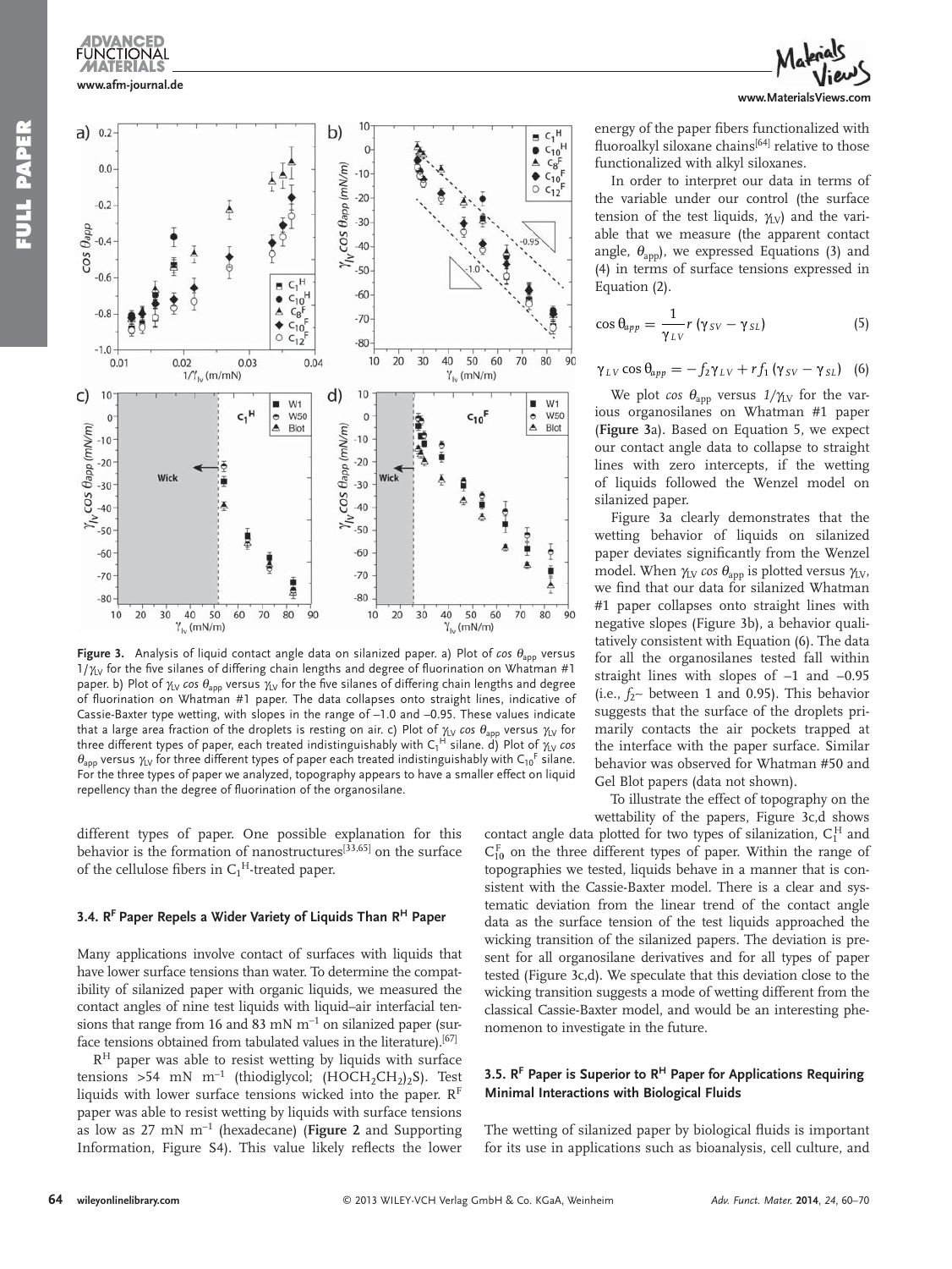different types of paper. One possible explanation for this behavior is the formation of nanostructures[33,65] on the surface of the cellulose fibers in $C_1^H$-treated paper.

### 3.4. $R^F$ Paper Repels a Wider Variety of Liquids Than $R^H$ Paper

Many applications involve contact of surfaces with liquids that have lower surface tensions than water. To determine the compatibility of silanized paper with organic liquids, we measured the contact angles of nine test liquids with liquid–air interfacial tensions that range from 16 and 83 mN m$^{-1}$ on silanized paper (surface tensions obtained from tabulated values in the literature).[67]

$R^H$ paper was able to resist wetting by liquids with surface tensions >54 mN m$^{-1}$ (thiodiglycol; $(HOCH_2CH_2)_2S$). Test liquids with lower surface tensions wicked into the paper. $R^F$ paper was able to resist wetting by liquids with surface tensions as low as 27 mN m$^{-1}$ (hexadecane) (**Figure 2** and Supporting Information, Figure S4). This value likely reflects the lower energy of the paper fibers functionalized with fluoroalkyl siloxane chains[64] relative to those functionalized with alkyl siloxanes.

In order to interpret our data in terms of the variable under our control (the surface tension of the test liquids, $\gamma_{LV}$) and the variable that we measure (the apparent contact angle, $\theta_{app}$), we expressed Equations (3) and (4) in terms of surface tensions expressed in Equation (2).

$$\cos\theta_{app} = \frac{1}{\gamma_{LV}} r\,(\gamma_{SV} - \gamma_{SL}) \tag{5}$$

$$\gamma_{LV}\cos\theta_{app} = -f_2\gamma_{LV} + r f_1\,(\gamma_{SV} - \gamma_{SL}) \tag{6}$$

We plot *cos* $\theta_{app}$ versus $1/\gamma_{LV}$ for the various organosilanes on Whatman #1 paper (**Figure 3**a). Based on Equation 5, we expect our contact angle data to collapse to straight lines with zero intercepts, if the wetting of liquids followed the Wenzel model on silanized paper.

Figure 3a clearly demonstrates that the wetting behavior of liquids on silanized paper deviates significantly from the Wenzel model. When $\gamma_{LV}$ *cos* $\theta_{app}$ is plotted versus $\gamma_{LV}$, we find that our data for silanized Whatman #1 paper collapses onto straight lines with negative slopes (Figure 3b), a behavior qualitatively consistent with Equation (6). The data for all the organosilanes tested fall within straight lines with slopes of –1 and –0.95 (i.e., $f_2$~ between 1 and 0.95). This behavior suggests that the surface of the droplets primarily contacts the air pockets trapped at the interface with the paper surface. Similar behavior was observed for Whatman #50 and Gel Blot papers (data not shown).

To illustrate the effect of topography on the wettability of the papers, Figure 3c,d shows contact angle data plotted for two types of silanization, $C_1^H$ and $C_{10}^F$ on the three different types of paper. Within the range of topographies we tested, liquids behave in a manner that is consistent with the Cassie-Baxter model. There is a clear and systematic deviation from the linear trend of the contact angle data as the surface tension of the test liquids approached the wicking transition of the silanized papers. The deviation is present for all organosilane derivatives and for all types of paper tested (Figure 3c,d). We speculate that this deviation close to the wicking transition suggests a mode of wetting different from the classical Cassie-Baxter model, and would be an interesting phenomenon to investigate in the future.

**Figure 3.** Analysis of liquid contact angle data on silanized paper. a) Plot of *cos* $\theta_{app}$ versus $1/\gamma_{LV}$ for the five silanes of differing chain lengths and degree of fluorination on Whatman #1 paper. b) Plot of $\gamma_{LV}$ *cos* $\theta_{app}$ versus $\gamma_{LV}$ for the five silanes of differing chain lengths and degree of fluorination on Whatman #1 paper. The data collapses onto straight lines, indicative of Cassie-Baxter type wetting, with slopes in the range of –1.0 and –0.95. These values indicate that a large area fraction of the droplets is resting on air. c) Plot of $\gamma_{LV}$ *cos* $\theta_{app}$ versus $\gamma_{LV}$ for three different types of paper, each treated indistinguishably with $C_1^H$ silane. d) Plot of $\gamma_{LV}$ *cos* $\theta_{app}$ versus $\gamma_{LV}$ for three different types of paper each treated indistinguishably with $C_{10}^F$ silane. For the three types of paper we analyzed, topography appears to have a smaller effect on liquid repellency than the degree of fluorination of the organosilane.

### 3.5. $R^F$ Paper is Superior to $R^H$ Paper for Applications Requiring Minimal Interactions with Biological Fluids

The wetting of silanized paper by biological fluids is important for its use in applications such as bioanalysis, cell culture, and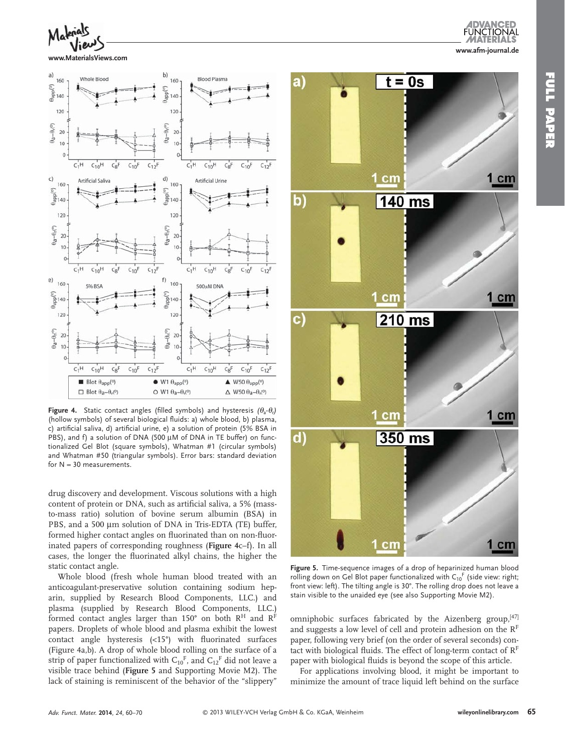**Figure 4.** Static contact angles (filled symbols) and hysteresis $(\theta_a-\theta_r)$ (hollow symbols) of several biological fluids: a) whole blood, b) plasma, c) artificial saliva, d) artificial urine, e) a solution of protein (5% BSA in PBS), and f) a solution of DNA (500 µM of DNA in TE buffer) on functionalized Gel Blot (square symbols), Whatman #1 (circular symbols) and Whatman #50 (triangular symbols). Error bars: standard deviation for N = 30 measurements.

**Figure 5.** Time-sequence images of a drop of heparinized human blood rolling down on Gel Blot paper functionalized with $C_{10}^F$ (side view: right; front view: left). The tilting angle is 30°. The rolling drop does not leave a stain visible to the unaided eye (see also Supporting Movie M2).

drug discovery and development. Viscous solutions with a high content of protein or DNA, such as artificial saliva, a 5% (mass-to-mass ratio) solution of bovine serum albumin (BSA) in PBS, and a 500 µm solution of DNA in Tris-EDTA (TE) buffer, formed higher contact angles on fluorinated than on non-fluorinated papers of corresponding roughness (**Figure** 4c–f). In all cases, the longer the fluorinated alkyl chains, the higher the static contact angle.

Whole blood (fresh whole human blood treated with an anticoagulant-preservative solution containing sodium heparin, supplied by Research Blood Components, LLC.) and plasma (supplied by Research Blood Components, LLC.) formed contact angles larger than 150° on both $R^H$ and $R^F$ papers. Droplets of whole blood and plasma exhibit the lowest contact angle hysteresis (<15°) with fluorinated surfaces (Figure 4a,b). A drop of whole blood rolling on the surface of a strip of paper functionalized with $C_{10}^F$, and $C_{12}^F$ did not leave a visible trace behind (**Figure 5** and Supporting Movie M2). The lack of staining is reminiscent of the behavior of the "slippery" omniphobic surfaces fabricated by the Aizenberg group,[47] and suggests a low level of cell and protein adhesion on the $R^F$ paper, following very brief (on the order of several seconds) contact with biological fluids. The effect of long-term contact of $R^F$ paper with biological fluids is beyond the scope of this article.

For applications involving blood, it might be important to minimize the amount of trace liquid left behind on the surface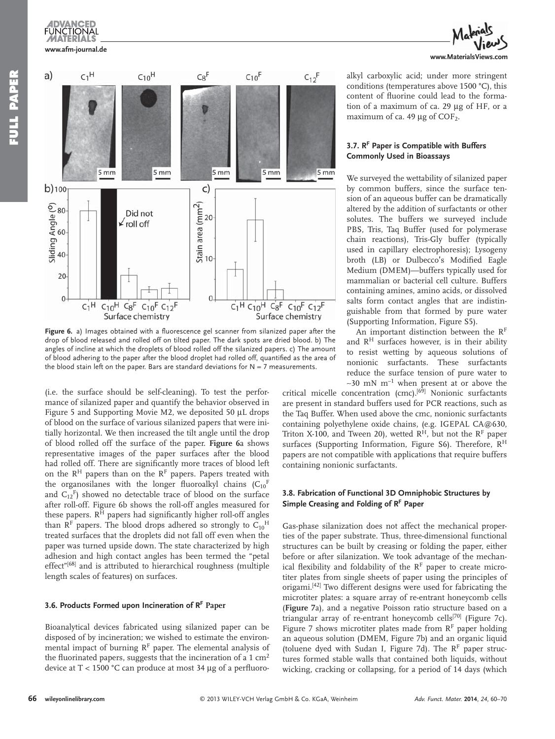Figure 6. a) Images obtained with a fluorescence gel scanner from silanized paper after the drop of blood released and rolled off on tilted paper. The dark spots are dried blood. b) The angles of incline at which the droplets of blood rolled off the silanized papers. c) The amount of blood adhering to the paper after the blood droplet had rolled off, quantified as the area of the blood stain left on the paper. Bars are standard deviations for N = 7 measurements.

(i.e. the surface should be self-cleaning). To test the performance of silanized paper and quantify the behavior observed in Figure 5 and Supporting Movie M2, we deposited 50 µL drops of blood on the surface of various silanized papers that were initially horizontal. We then increased the tilt angle until the drop of blood rolled off the surface of the paper. **Figure 6**a shows representative images of the paper surfaces after the blood had rolled off. There are significantly more traces of blood left on the $R^H$ papers than on the $R^F$ papers. Papers treated with the organosilanes with the longer fluoroalkyl chains ($C_{10}^F$ and $C_{12}^F$) showed no detectable trace of blood on the surface after roll-off. Figure 6b shows the roll-off angles measured for these papers. $R^H$ papers had significantly higher roll-off angles than $R^F$ papers. The blood drops adhered so strongly to $C_{10}^H$ treated surfaces that the droplets did not fall off even when the paper was turned upside down. The state characterized by high adhesion and high contact angles has been termed the "petal effect"[68] and is attributed to hierarchical roughness (multiple length scales of features) on surfaces.

### 3.6. Products Formed upon Incineration of $R^F$ Paper

Bioanalytical devices fabricated using silanized paper can be disposed of by incineration; we wished to estimate the environmental impact of burning $R^F$ paper. The elemental analysis of the fluorinated papers, suggests that the incineration of a 1 cm² device at T < 1500 °C can produce at most 34 µg of a perfluoroalkyl carboxylic acid; under more stringent conditions (temperatures above 1500 °C), this content of fluorine could lead to the formation of a maximum of ca. 29 µg of HF, or a maximum of ca. 49 µg of $COF_2$.

### 3.7. $R^F$ Paper is Compatible with Buffers Commonly Used in Bioassays

We surveyed the wettability of silanized paper by common buffers, since the surface tension of an aqueous buffer can be dramatically altered by the addition of surfactants or other solutes. The buffers we surveyed include PBS, Tris, Taq Buffer (used for polymerase chain reactions), Tris-Gly buffer (typically used in capillary electrophoresis); Lysogeny broth (LB) or Dulbecco's Modified Eagle Medium (DMEM)—buffers typically used for mammalian or bacterial cell culture. Buffers containing amines, amino acids, or dissolved salts form contact angles that are indistinguishable from that formed by pure water (Supporting Information, Figure S5).

An important distinction between the $R^F$ and $R^H$ surfaces however, is in their ability to resist wetting by aqueous solutions of nonionic surfactants. These surfactants reduce the surface tension of pure water to ~30 mN m$^{-1}$ when present at or above the critical micelle concentration (cmc).[69] Nonionic surfactants are present in standard buffers used for PCR reactions, such as the Taq Buffer. When used above the cmc, nonionic surfactants containing polyethylene oxide chains, (e.g. IGEPAL CA@630, Triton X-100, and Tween 20), wetted $R^H$, but not the $R^F$ paper surfaces (Supporting Information, Figure S6). Therefore, $R^H$ papers are not compatible with applications that require buffers containing nonionic surfactants.

### 3.8. Fabrication of Functional 3D Omniphobic Structures by Simple Creasing and Folding of $R^F$ Paper

Gas-phase silanization does not affect the mechanical properties of the paper substrate. Thus, three-dimensional functional structures can be built by creasing or folding the paper, either before or after silanization. We took advantage of the mechanical flexibility and foldability of the $R^F$ paper to create microtiter plates from single sheets of paper using the principles of origami.[42] Two different designs were used for fabricating the microtiter plates: a square array of re-entrant honeycomb cells (**Figure 7**a), and a negative Poisson ratio structure based on a triangular array of re-entrant honeycomb cells[70] (Figure 7c). Figure 7 shows microtiter plates made from $R^F$ paper holding an aqueous solution (DMEM, Figure 7b) and an organic liquid (toluene dyed with Sudan I, Figure 7d). The $R^F$ paper structures formed stable walls that contained both liquids, without wicking, cracking or collapsing, for a period of 14 days (which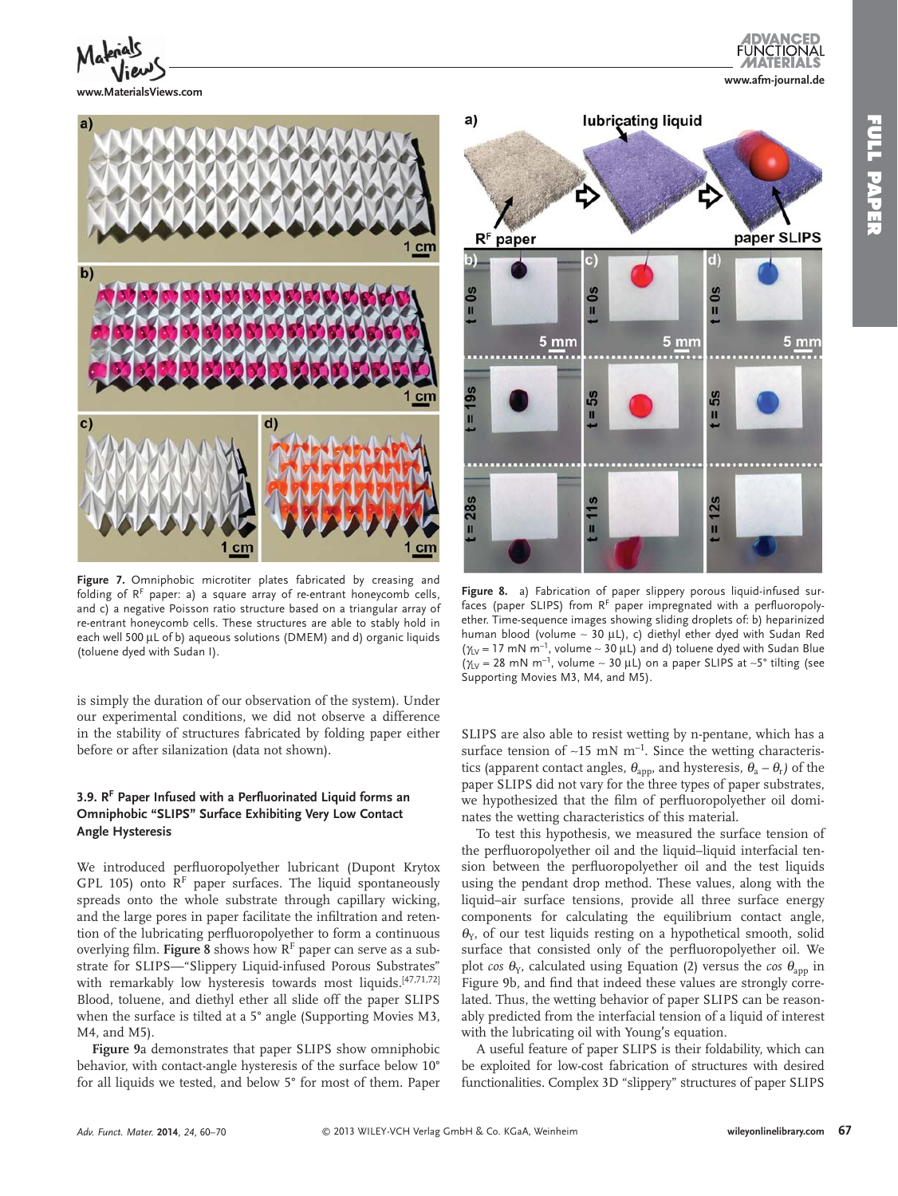**Figure 7.** Omniphobic microtiter plates fabricated by creasing and folding of $R^F$ paper: a) a square array of re-entrant honeycomb cells, and c) a negative Poisson ratio structure based on a triangular array of re-entrant honeycomb cells. These structures are able to stably hold in each well 500 µL of b) aqueous solutions (DMEM) and d) organic liquids (toluene dyed with Sudan I).

**Figure 8.** a) Fabrication of paper slippery porous liquid-infused surfaces (paper SLIPS) from $R^F$ paper impregnated with a perfluoropolyether. Time-sequence images showing sliding droplets of: b) heparinized human blood (volume ~ 30 µL), c) diethyl ether dyed with Sudan Red ($\gamma_{LV}$ = 17 mN m$^{-1}$, volume ~ 30 µL) and d) toluene dyed with Sudan Blue ($\gamma_{LV}$ = 28 mN m$^{-1}$, volume ~ 30 µL) on a paper SLIPS at ~5° tilting (see Supporting Movies M3, M4, and M5).

is simply the duration of our observation of the system). Under our experimental conditions, we did not observe a difference in the stability of structures fabricated by folding paper either before or after silanization (data not shown).

### 3.9. $R^F$ Paper Infused with a Perfluorinated Liquid forms an Omniphobic "SLIPS" Surface Exhibiting Very Low Contact Angle Hysteresis

We introduced perfluoropolyether lubricant (Dupont Krytox GPL 105) onto $R^F$ paper surfaces. The liquid spontaneously spreads onto the whole substrate through capillary wicking, and the large pores in paper facilitate the infiltration and retention of the lubricating perfluoropolyether to form a continuous overlying film. **Figure 8** shows how $R^F$ paper can serve as a substrate for SLIPS—"Slippery Liquid-infused Porous Substrates" with remarkably low hysteresis towards most liquids.[47,71,72] Blood, toluene, and diethyl ether all slide off the paper SLIPS when the surface is tilted at a 5° angle (Supporting Movies M3, M4, and M5).

**Figure 9**a demonstrates that paper SLIPS show omniphobic behavior, with contact-angle hysteresis of the surface below 10° for all liquids we tested, and below 5° for most of them. Paper SLIPS are also able to resist wetting by n-pentane, which has a surface tension of ~15 mN m$^{-1}$. Since the wetting characteristics (apparent contact angles, $\theta_{app}$, and hysteresis, $\theta_a - \theta_r$) of the paper SLIPS did not vary for the three types of paper substrates, we hypothesized that the film of perfluoropolyether oil dominates the wetting characteristics of this material.

To test this hypothesis, we measured the surface tension of the perfluoropolyether oil and the liquid–liquid interfacial tension between the perfluoropolyether oil and the test liquids using the pendant drop method. These values, along with the liquid–air surface tensions, provide all three surface energy components for calculating the equilibrium contact angle, $\theta_Y$, of our test liquids resting on a hypothetical smooth, solid surface that consisted only of the perfluoropolyether oil. We plot $\cos\theta_Y$, calculated using Equation (2) versus the $\cos\theta_{app}$ in Figure 9b, and find that indeed these values are strongly correlated. Thus, the wetting behavior of paper SLIPS can be reasonably predicted from the interfacial tension of a liquid of interest with the lubricating oil with Young's equation.

A useful feature of paper SLIPS is their foldability, which can be exploited for low-cost fabrication of structures with desired functionalities. Complex 3D "slippery" structures of paper SLIPS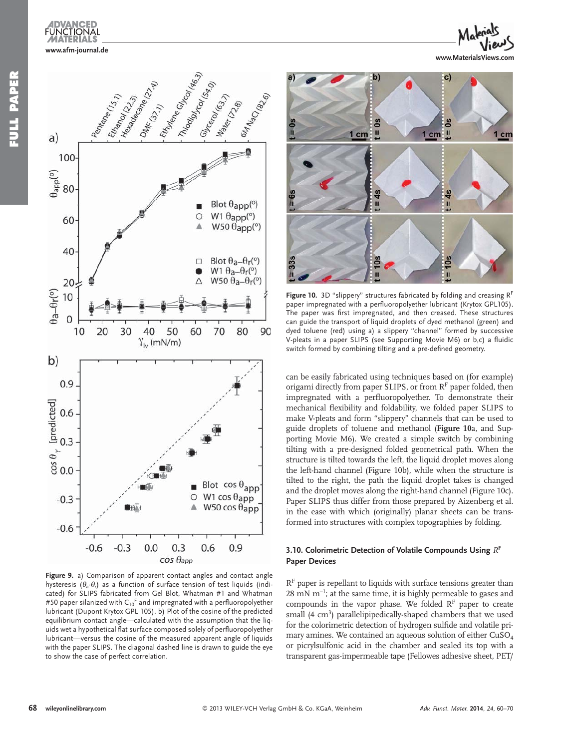**Figure 9.** a) Comparison of apparent contact angles and contact angle hysteresis ($\theta_a$-$\theta_r$) as a function of surface tension of test liquids (indicated) for SLIPS fabricated from Gel Blot, Whatman #1 and Whatman #50 paper silanized with $C_{10}^F$ and impregnated with a perfluoropolyether lubricant (Dupont Krytox GPL 105). b) Plot of the cosine of the predicted equilibrium contact angle—calculated with the assumption that the liquids wet a hypothetical flat surface composed solely of perfluoropolyether lubricant—versus the cosine of the measured apparent angle of liquids with the paper SLIPS. The diagonal dashed line is drawn to guide the eye to show the case of perfect correlation.

**Figure 10.** 3D "slippery" structures fabricated by folding and creasing $R^F$ paper impregnated with a perfluoropolyether lubricant (Krytox GPL105). The paper was first impregnated, and then creased. These structures can guide the transport of liquid droplets of dyed methanol (green) and dyed toluene (red) using a) a slippery "channel" formed by successive V-pleats in a paper SLIPS (see Supporting Movie M6) or b,c) a fluidic switch formed by combining tilting and a pre-defined geometry.

can be easily fabricated using techniques based on (for example) origami directly from paper SLIPS, or from $R^F$ paper folded, then impregnated with a perfluoropolyether. To demonstrate their mechanical flexibility and foldability, we folded paper SLIPS to make V-pleats and form "slippery" channels that can be used to guide droplets of toluene and methanol (**Figure 10**a, and Supporting Movie M6). We created a simple switch by combining tilting with a pre-designed folded geometrical path. When the structure is tilted towards the left, the liquid droplet moves along the left-hand channel (Figure 10b), while when the structure is tilted to the right, the path the liquid droplet takes is changed and the droplet moves along the right-hand channel (Figure 10c). Paper SLIPS thus differ from those prepared by Aizenberg et al. in the ease with which (originally) planar sheets can be transformed into structures with complex topographies by folding.

### 3.10. Colorimetric Detection of Volatile Compounds Using $R^F$ Paper Devices

$R^F$ paper is repellant to liquids with surface tensions greater than 28 mN m$^{-1}$; at the same time, it is highly permeable to gases and compounds in the vapor phase. We folded $R^F$ paper to create small (4 cm$^3$) parallelipipedically-shaped chambers that we used for the colorimetric detection of hydrogen sulfide and volatile primary amines. We contained an aqueous solution of either $CuSO_4$ or picrylsulfonic acid in the chamber and sealed its top with a transparent gas-impermeable tape (Fellowes adhesive sheet, PET/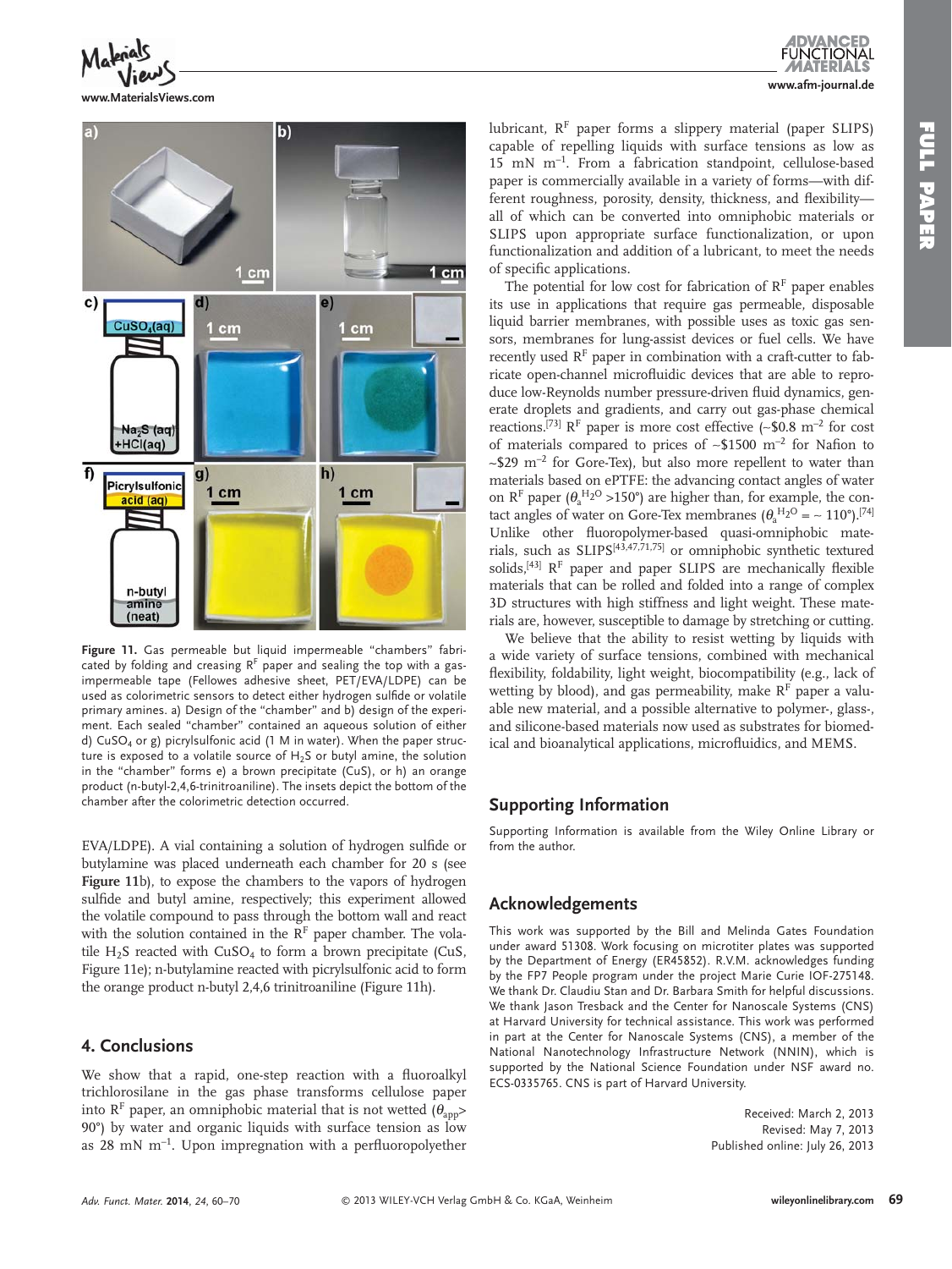**Figure 11.** Gas permeable but liquid impermeable "chambers" fabricated by folding and creasing $R^F$ paper and sealing the top with a gas-impermeable tape (Fellowes adhesive sheet, PET/EVA/LDPE) can be used as colorimetric sensors to detect either hydrogen sulfide or volatile primary amines. a) Design of the "chamber" and b) design of the experiment. Each sealed "chamber" contained an aqueous solution of either d) $CuSO_4$ or g) picrylsulfonic acid (1 M in water). When the paper structure is exposed to a volatile source of $H_2S$ or butyl amine, the solution in the "chamber" forms e) a brown precipitate (CuS), or h) an orange product (n-butyl-2,4,6-trinitroaniline). The insets depict the bottom of the chamber after the colorimetric detection occurred.

EVA/LDPE). A vial containing a solution of hydrogen sulfide or butylamine was placed underneath each chamber for 20 s (see **Figure 11**b), to expose the chambers to the vapors of hydrogen sulfide and butyl amine, respectively; this experiment allowed the volatile compound to pass through the bottom wall and react with the solution contained in the $R^F$ paper chamber. The volatile $H_2S$ reacted with $CuSO_4$ to form a brown precipitate (CuS, Figure 11e); n-butylamine reacted with picrylsulfonic acid to form the orange product n-butyl 2,4,6 trinitroaniline (Figure 11h).

## 4. Conclusions

We show that a rapid, one-step reaction with a fluoroalkyl trichlorosilane in the gas phase transforms cellulose paper into $R^F$ paper, an omniphobic material that is not wetted ($\theta_{app}$> 90°) by water and organic liquids with surface tension as low as 28 mN $m^{-1}$. Upon impregnation with a perfluoropolyether lubricant, $R^F$ paper forms a slippery material (paper SLIPS) capable of repelling liquids with surface tensions as low as 15 mN $m^{-1}$. From a fabrication standpoint, cellulose-based paper is commercially available in a variety of forms—with different roughness, porosity, density, thickness, and flexibility—all of which can be converted into omniphobic materials or SLIPS upon appropriate surface functionalization, or upon functionalization and addition of a lubricant, to meet the needs of specific applications.

The potential for low cost for fabrication of $R^F$ paper enables its use in applications that require gas permeable, disposable liquid barrier membranes, with possible uses as toxic gas sensors, membranes for lung-assist devices or fuel cells. We have recently used $R^F$ paper in combination with a craft-cutter to fabricate open-channel microfluidic devices that are able to reproduce low-Reynolds number pressure-driven fluid dynamics, generate droplets and gradients, and carry out gas-phase chemical reactions.[73] $R^F$ paper is more cost effective (~\$0.8 $m^{-2}$ for cost of materials compared to prices of ~\$1500 $m^{-2}$ for Nafion to ~\$29 $m^{-2}$ for Gore-Tex), but also more repellent to water than materials based on ePTFE: the advancing contact angles of water on $R^F$ paper ($\theta_a^{H_2O}$ >150°) are higher than, for example, the contact angles of water on Gore-Tex membranes ($\theta_a^{H_2O}$ = ~ 110°).[74] Unlike other fluoropolymer-based quasi-omniphobic materials, such as SLIPS[43,47,71,75] or omniphobic synthetic textured solids,[43] $R^F$ paper and paper SLIPS are mechanically flexible materials that can be rolled and folded into a range of complex 3D structures with high stiffness and light weight. These materials are, however, susceptible to damage by stretching or cutting.

We believe that the ability to resist wetting by liquids with a wide variety of surface tensions, combined with mechanical flexibility, foldability, light weight, biocompatibility (e.g., lack of wetting by blood), and gas permeability, make $R^F$ paper a valuable new material, and a possible alternative to polymer-, glass-, and silicone-based materials now used as substrates for biomedical and bioanalytical applications, microfluidics, and MEMS.

## Supporting Information

Supporting Information is available from the Wiley Online Library or from the author.

## Acknowledgements

This work was supported by the Bill and Melinda Gates Foundation under award 51308. Work focusing on microtiter plates was supported by the Department of Energy (ER45852). R.V.M. acknowledges funding by the FP7 People program under the project Marie Curie IOF-275148. We thank Dr. Claudiu Stan and Dr. Barbara Smith for helpful discussions. We thank Jason Tresback and the Center for Nanoscale Systems (CNS) at Harvard University for technical assistance. This work was performed in part at the Center for Nanoscale Systems (CNS), a member of the National Nanotechnology Infrastructure Network (NNIN), which is supported by the National Science Foundation under NSF award no. ECS-0335765. CNS is part of Harvard University.

Received: March 2, 2013
Revised: May 7, 2013
Published online: July 26, 2013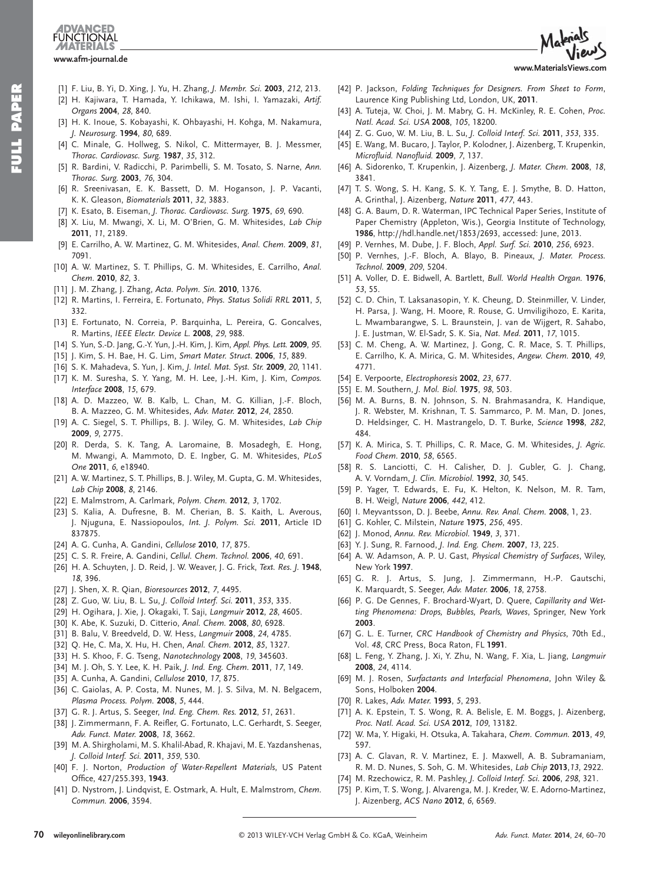[1] F. Liu, B. Yi, D. Xing, J. Yu, H. Zhang, *J. Membr. Sci.* **2003**, *212*, 213.

[2] H. Kajiwara, T. Hamada, Y. Ichikawa, M. Ishi, I. Yamazaki, *Artif. Organs* **2004**, *28*, 840.

[3] H. K. Inoue, S. Kobayashi, K. Ohbayashi, H. Kohga, M. Nakamura, *J. Neurosurg.* **1994**, *80*, 689.

[4] C. Minale, G. Hollweg, S. Nikol, C. Mittermayer, B. J. Messmer, *Thorac. Cardiovasc. Surg.* **1987**, *35*, 312.

[5] R. Bardini, V. Radicchi, P. Parimbelli, S. M. Tosato, S. Narne, *Ann. Thorac. Surg.* **2003**, *76*, 304.

[6] R. Sreenivasan, E. K. Bassett, D. M. Hoganson, J. P. Vacanti, K. K. Gleason, *Biomaterials* **2011**, *32*, 3883.

[7] K. Esato, B. Eiseman, *J. Thorac. Cardiovasc. Surg.* **1975**, *69*, 690.

[8] X. Liu, M. Mwangi, X. Li, M. O'Brien, G. M. Whitesides, *Lab Chip* **2011**, *11*, 2189.

[9] E. Carrilho, A. W. Martinez, G. M. Whitesides, *Anal. Chem.* **2009**, *81*, 7091.

[10] A. W. Martinez, S. T. Phillips, G. M. Whitesides, E. Carrilho, *Anal. Chem.* **2010**, *82*, 3.

[11] J. M. Zhang, J. Zhang, *Acta. Polym. Sin.* **2010**, 1376.

[12] R. Martins, I. Ferreira, E. Fortunato, *Phys. Status Solidi RRL* **2011**, *5*, 332.

[13] E. Fortunato, N. Correia, P. Barquinha, L. Pereira, G. Goncalves, R. Martins, *IEEE Electr. Device L.* **2008**, *29*, 988.

[14] S. Yun, S.-D. Jang, G.-Y. Yun, J.-H. Kim, J. Kim, *Appl. Phys. Lett.* **2009**, *95*.

[15] J. Kim, S. H. Bae, H. G. Lim, *Smart Mater. Struct.* **2006**, *15*, 889.

[16] S. K. Mahadeva, S. Yun, J. Kim, *J. Intel. Mat. Syst. Str.* **2009**, *20*, 1141.

[17] K. M. Suresha, S. Y. Yang, M. H. Lee, J.-H. Kim, J. Kim, *Compos. Interface* **2008**, *15*, 679.

[18] A. D. Mazzeo, W. B. Kalb, L. Chan, M. G. Killian, J.-F. Bloch, B. A. Mazzeo, G. M. Whitesides, *Adv. Mater.* **2012**, *24*, 2850.

[19] A. C. Siegel, S. T. Phillips, B. J. Wiley, G. M. Whitesides, *Lab Chip* **2009**, *9*, 2775.

[20] R. Derda, S. K. Tang, A. Laromaine, B. Mosadegh, E. Hong, M. Mwangi, A. Mammoto, D. E. Ingber, G. M. Whitesides, *PLoS One* **2011**, *6*, e18940.

[21] A. W. Martinez, S. T. Phillips, B. J. Wiley, M. Gupta, G. M. Whitesides, *Lab Chip* **2008**, *8*, 2146.

[22] E. Malmstrom, A. Carlmark, *Polym. Chem.* **2012**, *3*, 1702.

[23] S. Kalia, A. Dufresne, B. M. Cherian, B. S. Kaith, L. Averous, J. Njuguna, E. Nassiopoulos, *Int. J. Polym. Sci.* **2011**, Article ID 837875.

[24] A. G. Cunha, A. Gandini, *Cellulose* **2010**, *17*, 875.

[25] C. S. R. Freire, A. Gandini, *Cellul. Chem. Technol.* **2006**, *40*, 691.

[26] H. A. Schuyten, J. D. Reid, J. W. Weaver, J. G. Frick, *Text. Res. J.* **1948**, *18*, 396.

[27] J. Shen, X. R. Qian, *Bioresources* **2012**, *7*, 4495.

[28] Z. Guo, W. Liu, B. L. Su, *J. Colloid Interf. Sci.* **2011**, *353*, 335.

[29] H. Ogihara, J. Xie, J. Okagaki, T. Saji, *Langmuir* **2012**, *28*, 4605.

[30] K. Abe, K. Suzuki, D. Citterio, *Anal. Chem.* **2008**, *80*, 6928.

[31] B. Balu, V. Breedveld, D. W. Hess, *Langmuir* **2008**, *24*, 4785.

[32] Q. He, C. Ma, X. Hu, H. Chen, *Anal. Chem.* **2012**, *85*, 1327.

[33] H. S. Khoo, F. G. Tseng, *Nanotechnology* **2008**, *19*, 345603.

[34] M. J. Oh, S. Y. Lee, K. H. Paik, *J. Ind. Eng. Chem.* **2011**, *17*, 149.

[35] A. Cunha, A. Gandini, *Cellulose* **2010**, *17*, 875.

[36] C. Gaiolas, A. P. Costa, M. Nunes, M. J. S. Silva, M. N. Belgacem, *Plasma Process. Polym.* **2008**, *5*, 444.

[37] G. R. J. Artus, S. Seeger, *Ind. Eng. Chem. Res.* **2012**, *51*, 2631.

[38] J. Zimmermann, F. A. Reifler, G. Fortunato, L.C. Gerhardt, S. Seeger, *Adv. Funct. Mater.* **2008**, *18*, 3662.

[39] M. A. Shirgholami, M. S. Khalil-Abad, R. Khajavi, M. E. Yazdanshenas, *J. Colloid Interf. Sci.* **2011**, *359*, 530.

[40] F. J. Norton, *Production of Water-Repellent Materials*, US Patent Office, 427/255.393, **1943**.

[41] D. Nystrom, J. Lindqvist, E. Ostmark, A. Hult, E. Malmstrom, *Chem. Commun.* **2006**, 3594.

[42] P. Jackson, *Folding Techniques for Designers. From Sheet to Form*, Laurence King Publishing Ltd, London, UK, **2011**.

[43] A. Tuteja, W. Choi, J. M. Mabry, G. H. McKinley, R. E. Cohen, *Proc. Natl. Acad. Sci. USA* **2008**, *105*, 18200.

[44] Z. G. Guo, W. M. Liu, B. L. Su, *J. Colloid Interf. Sci.* **2011**, *353*, 335.

[45] E. Wang, M. Bucaro, J. Taylor, P. Kolodner, J. Aizenberg, T. Krupenkin, *Microfluid. Nanofluid.* **2009**, *7*, 137.

[46] A. Sidorenko, T. Krupenkin, J. Aizenberg, *J. Mater. Chem.* **2008**, *18*, 3841.

[47] T. S. Wong, S. H. Kang, S. K. Y. Tang, E. J. Smythe, B. D. Hatton, A. Grinthal, J. Aizenberg, *Nature* **2011**, *477*, 443.

[48] G. A. Baum, D. R. Waterman, IPC Technical Paper Series, Institute of Paper Chemistry (Appleton, Wis.), Georgia Institute of Technology, **1986**, http://hdl.handle.net/1853/2693, accessed: June, 2013.

[49] P. Vernhes, M. Dube, J. F. Bloch, *Appl. Surf. Sci.* **2010**, *256*, 6923.

[50] P. Vernhes, J.-F. Bloch, A. Blayo, B. Pineaux, *J. Mater. Process. Technol.* **2009**, *209*, 5204.

[51] A. Voller, D. E. Bidwell, A. Bartlett, *Bull. World Health Organ.* **1976**, *53*, 55.

[52] C. D. Chin, T. Laksanasopin, Y. K. Cheung, D. Steinmiller, V. Linder, H. Parsa, J. Wang, H. Moore, R. Rouse, G. Umviligihozo, E. Karita, L. Mwambarangwe, S. L. Braunstein, J. van de Wijgert, R. Sahabo, J. E. Justman, W. El-Sadr, S. K. Sia, *Nat. Med.* **2011**, *17*, 1015.

[53] C. M. Cheng, A. W. Martinez, J. Gong, C. R. Mace, S. T. Phillips, E. Carrilho, K. A. Mirica, G. M. Whitesides, *Angew. Chem.* **2010**, *49*, 4771.

[54] E. Verpoorte, *Electrophoresis* **2002**, *23*, 677.

[55] E. M. Southern, *J. Mol. Biol.* **1975**, *98*, 503.

[56] M. A. Burns, B. N. Johnson, S. N. Brahmasandra, K. Handique, J. R. Webster, M. Krishnan, T. S. Sammarco, P. M. Man, D. Jones, D. Heldsinger, C. H. Mastrangelo, D. T. Burke, *Science* **1998**, *282*, 484.

[57] K. A. Mirica, S. T. Phillips, C. R. Mace, G. M. Whitesides, *J. Agric. Food Chem.* **2010**, *58*, 6565.

[58] R. S. Lanciotti, C. H. Calisher, D. J. Gubler, G. J. Chang, A. V. Vorndam, *J. Clin. Microbiol.* **1992**, *30*, 545.

[59] P. Yager, T. Edwards, E. Fu, K. Helton, K. Nelson, M. R. Tam, B. H. Weigl, *Nature* **2006**, *442*, 412.

[60] I. Meyvantsson, D. J. Beebe, *Annu. Rev. Anal. Chem.* **2008**, 1, 23.

[61] G. Kohler, C. Milstein, *Nature* **1975**, *256*, 495.

[62] J. Monod, *Annu. Rev. Microbiol.* **1949**, *3*, 371.

[63] Y. J. Sung, R. Farnood, *J. Ind. Eng. Chem.* **2007**, *13*, 225.

[64] A. W. Adamson, A. P. U. Gast, *Physical Chemistry of Surfaces*, Wiley, New York **1997**.

[65] G. R. J. Artus, S. Jung, J. Zimmermann, H.-P. Gautschi, K. Marquardt, S. Seeger, *Adv. Mater.* **2006**, *18*, 2758.

[66] P. G. De Gennes, F. Brochard-Wyart, D. Quere, *Capillarity and Wetting Phenomena: Drops, Bubbles, Pearls, Waves*, Springer, New York **2003**.

[67] G. L. E. Turner, *CRC Handbook of Chemistry and Physics*, 70th Ed., Vol. *48*, CRC Press, Boca Raton, FL **1991**.

[68] L. Feng, Y. Zhang, J. Xi, Y. Zhu, N. Wang, F. Xia, L. Jiang, *Langmuir* **2008**, *24*, 4114.

[69] M. J. Rosen, *Surfactants and Interfacial Phenomena*, John Wiley & Sons, Holboken **2004**.

[70] R. Lakes, *Adv. Mater.* **1993**, *5*, 293.

[71] A. K. Epstein, T. S. Wong, R. A. Belisle, E. M. Boggs, J. Aizenberg, *Proc. Natl. Acad. Sci. USA* **2012**, *109*, 13182.

[72] W. Ma, Y. Higaki, H. Otsuka, A. Takahara, *Chem. Commun.* **2013**, *49*, 597.

[73] A. C. Glavan, R. V. Martinez, E. J. Maxwell, A. B. Subramaniam, R. M. D. Nunes, S. Soh, G. M. Whitesides, *Lab Chip* **2013**, *13*, 2922.

[74] M. Rzechowicz, R. M. Pashley, *J. Colloid Interf. Sci.* **2006**, *298*, 321.

[75] P. Kim, T. S. Wong, J. Alvarenga, M. J. Kreder, W. E. Adorno-Martinez, J. Aizenberg, *ACS Nano* **2012**, *6*, 6569.